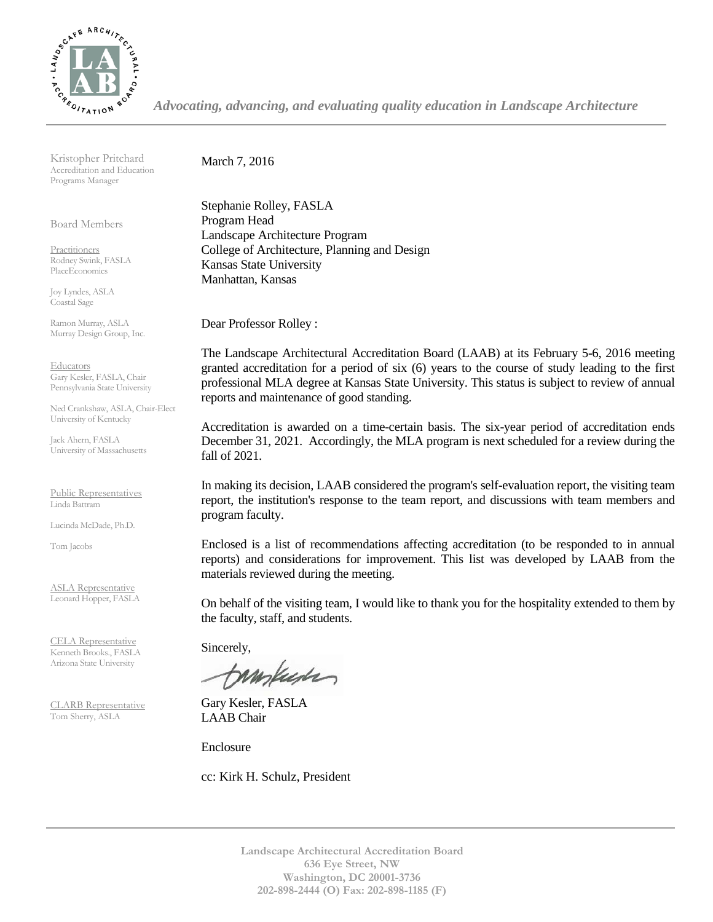*Advocating, advancing, and evaluating quality education in Landscape Architecture*

Kristopher Pritchard
Accreditation and Education Programs Manager

Board Members

Practitioners
Rodney Swink, FASLA
PlaceEconomics

Joy Lyndes, ASLA
Coastal Sage

Ramon Murray, ASLA
Murray Design Group, Inc.

Educators
Gary Kesler, FASLA, Chair
Pennsylvania State University

Ned Crankshaw, ASLA, Chair-Elect
University of Kentucky

Jack Ahern, FASLA
University of Massachusetts

Public Representatives
Linda Battram

Lucinda McDade, Ph.D.

Tom Jacobs

ASLA Representative
Leonard Hopper, FASLA

CELA Representative
Kenneth Brooks., FASLA
Arizona State University

CLARB Representative
Tom Sherry, ASLA

March 7, 2016

Stephanie Rolley, FASLA
Program Head
Landscape Architecture Program
College of Architecture, Planning and Design
Kansas State University
Manhattan, Kansas

Dear Professor Rolley :

The Landscape Architectural Accreditation Board (LAAB) at its February 5-6, 2016 meeting granted accreditation for a period of six (6) years to the course of study leading to the first professional MLA degree at Kansas State University. This status is subject to review of annual reports and maintenance of good standing.

Accreditation is awarded on a time-certain basis. The six-year period of accreditation ends December 31, 2021. Accordingly, the MLA program is next scheduled for a review during the fall of 2021.

In making its decision, LAAB considered the program's self-evaluation report, the visiting team report, the institution's response to the team report, and discussions with team members and program faculty.

Enclosed is a list of recommendations affecting accreditation (to be responded to in annual reports) and considerations for improvement. This list was developed by LAAB from the materials reviewed during the meeting.

On behalf of the visiting team, I would like to thank you for the hospitality extended to them by the faculty, staff, and students.

Sincerely,

Gary Kesler, FASLA
LAAB Chair

Enclosure

cc: Kirk H. Schulz, President

**Landscape Architectural Accreditation Board**
**636 Eye Street, NW**
**Washington, DC 20001-3736**
**202-898-2444 (O) Fax: 202-898-1185 (F)**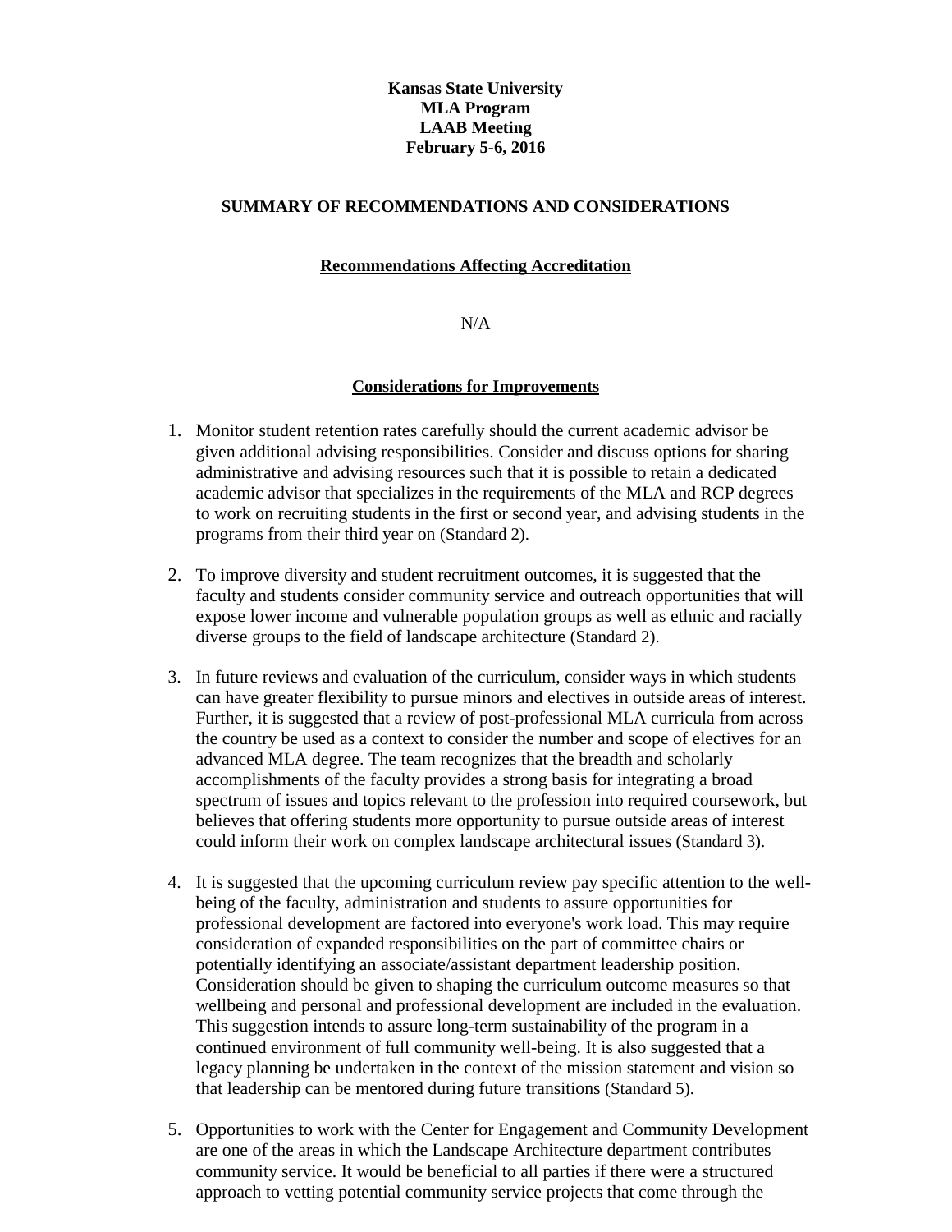**Kansas State University**
**MLA Program**
**LAAB Meeting**
**February 5-6, 2016**

## SUMMARY OF RECOMMENDATIONS AND CONSIDERATIONS

### Recommendations Affecting Accreditation

N/A

### Considerations for Improvements

1. Monitor student retention rates carefully should the current academic advisor be given additional advising responsibilities. Consider and discuss options for sharing administrative and advising resources such that it is possible to retain a dedicated academic advisor that specializes in the requirements of the MLA and RCP degrees to work on recruiting students in the first or second year, and advising students in the programs from their third year on (Standard 2).

2. To improve diversity and student recruitment outcomes, it is suggested that the faculty and students consider community service and outreach opportunities that will expose lower income and vulnerable population groups as well as ethnic and racially diverse groups to the field of landscape architecture (Standard 2).

3. In future reviews and evaluation of the curriculum, consider ways in which students can have greater flexibility to pursue minors and electives in outside areas of interest. Further, it is suggested that a review of post-professional MLA curricula from across the country be used as a context to consider the number and scope of electives for an advanced MLA degree. The team recognizes that the breadth and scholarly accomplishments of the faculty provides a strong basis for integrating a broad spectrum of issues and topics relevant to the profession into required coursework, but believes that offering students more opportunity to pursue outside areas of interest could inform their work on complex landscape architectural issues (Standard 3).

4. It is suggested that the upcoming curriculum review pay specific attention to the well-being of the faculty, administration and students to assure opportunities for professional development are factored into everyone's work load. This may require consideration of expanded responsibilities on the part of committee chairs or potentially identifying an associate/assistant department leadership position. Consideration should be given to shaping the curriculum outcome measures so that wellbeing and personal and professional development are included in the evaluation. This suggestion intends to assure long-term sustainability of the program in a continued environment of full community well-being. It is also suggested that a legacy planning be undertaken in the context of the mission statement and vision so that leadership can be mentored during future transitions (Standard 5).

5. Opportunities to work with the Center for Engagement and Community Development are one of the areas in which the Landscape Architecture department contributes community service. It would be beneficial to all parties if there were a structured approach to vetting potential community service projects that come through the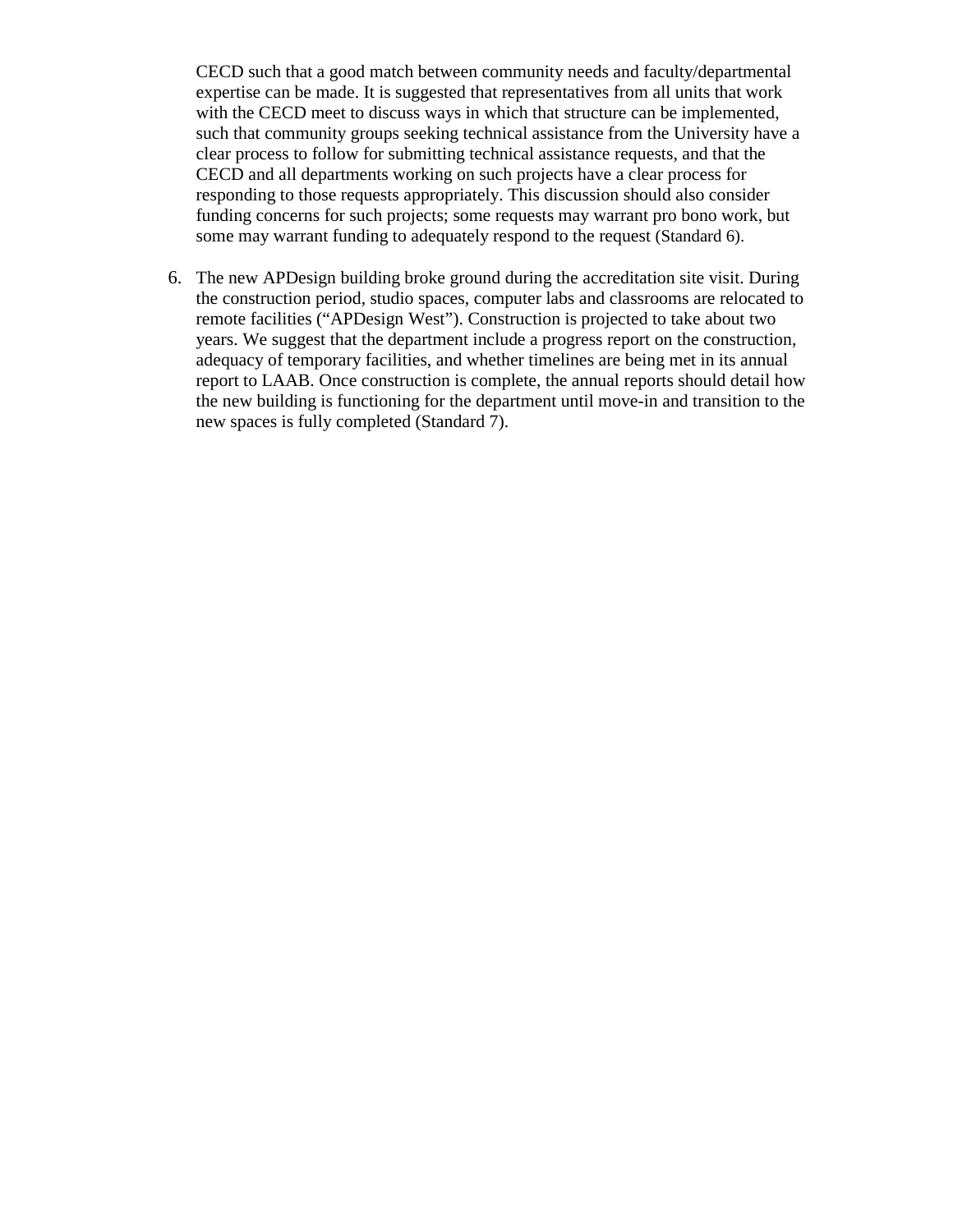CECD such that a good match between community needs and faculty/departmental expertise can be made. It is suggested that representatives from all units that work with the CECD meet to discuss ways in which that structure can be implemented, such that community groups seeking technical assistance from the University have a clear process to follow for submitting technical assistance requests, and that the CECD and all departments working on such projects have a clear process for responding to those requests appropriately. This discussion should also consider funding concerns for such projects; some requests may warrant pro bono work, but some may warrant funding to adequately respond to the request (Standard 6).

6. The new APDesign building broke ground during the accreditation site visit. During the construction period, studio spaces, computer labs and classrooms are relocated to remote facilities ("APDesign West"). Construction is projected to take about two years. We suggest that the department include a progress report on the construction, adequacy of temporary facilities, and whether timelines are being met in its annual report to LAAB. Once construction is complete, the annual reports should detail how the new building is functioning for the department until move-in and transition to the new spaces is fully completed (Standard 7).